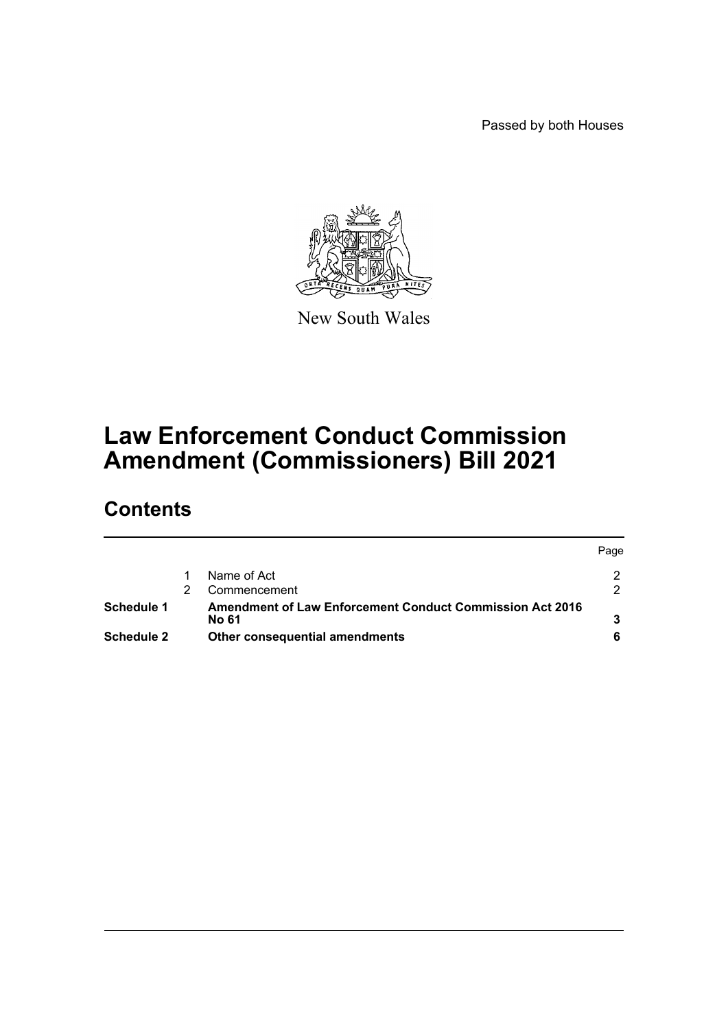Passed by both Houses

New South Wales

# Law Enforcement Conduct Commission Amendment (Commissioners) Bill 2021

## Contents

| | | | Page |
|---|---|---|---|
| | 1 | Name of Act | 2 |
| | 2 | Commencement | 2 |
| **Schedule 1** | | **Amendment of Law Enforcement Conduct Commission Act 2016 No 61** | **3** |
| **Schedule 2** | | **Other consequential amendments** | **6** |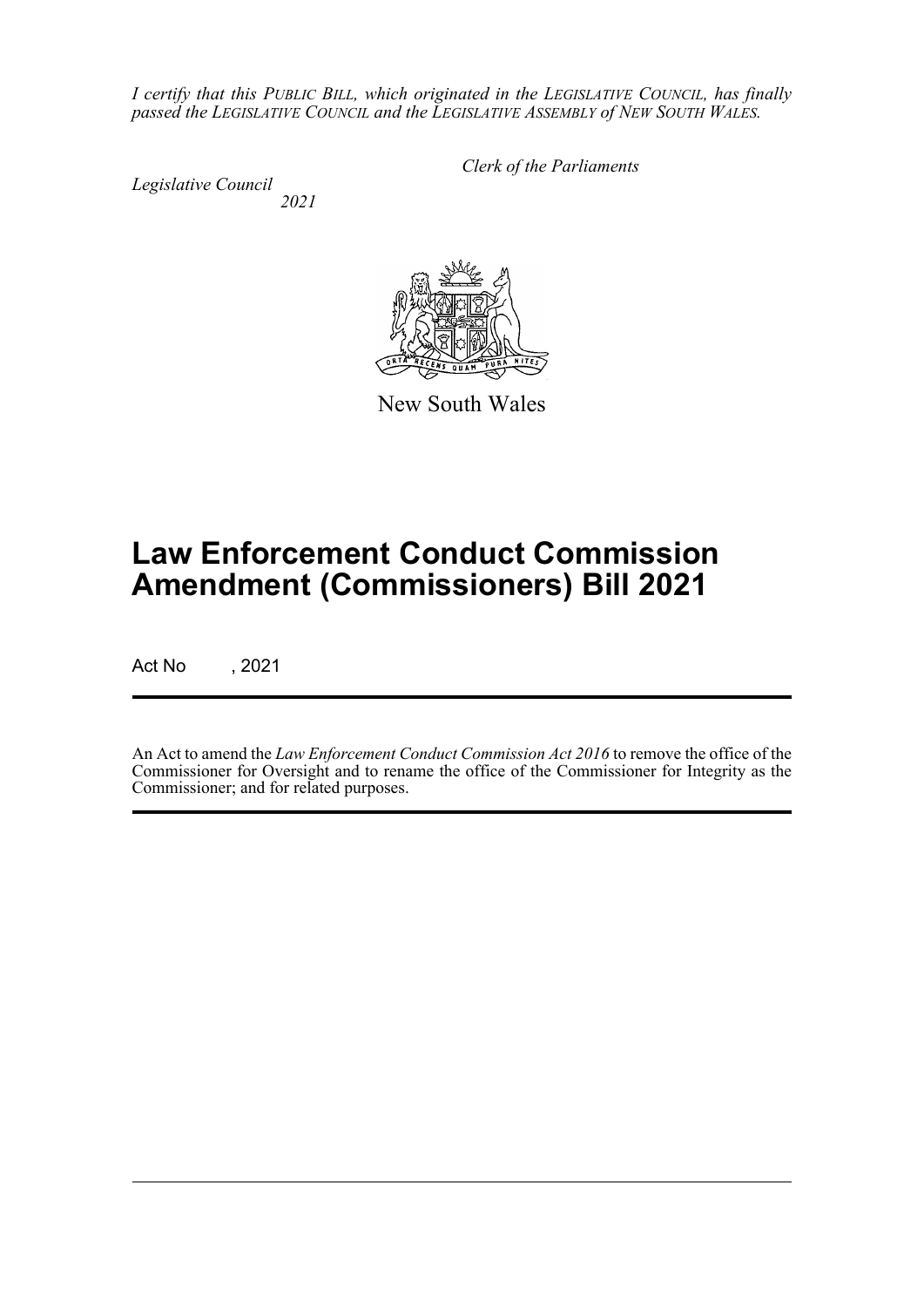*I certify that this PUBLIC BILL, which originated in the LEGISLATIVE COUNCIL, has finally passed the LEGISLATIVE COUNCIL and the LEGISLATIVE ASSEMBLY of NEW SOUTH WALES.*

*Clerk of the Parliaments*

*Legislative Council*
*2021*

New South Wales

# Law Enforcement Conduct Commission Amendment (Commissioners) Bill 2021

Act No , 2021

An Act to amend the *Law Enforcement Conduct Commission Act 2016* to remove the office of the Commissioner for Oversight and to rename the office of the Commissioner for Integrity as the Commissioner; and for related purposes.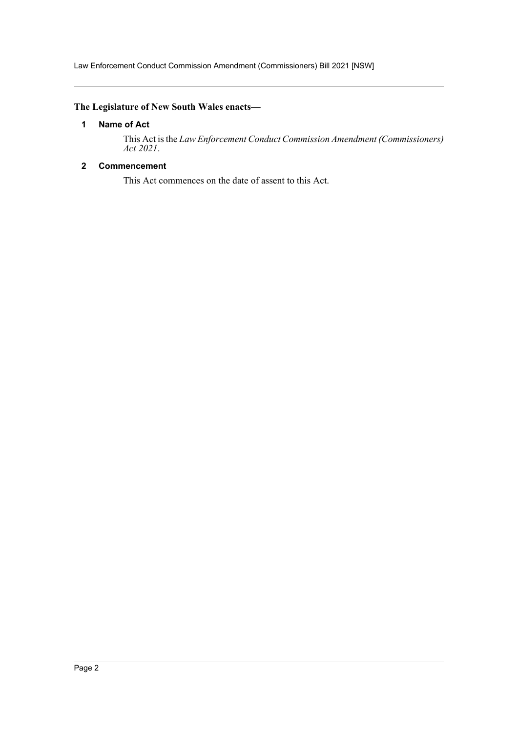**The Legislature of New South Wales enacts—**

## 1 Name of Act

This Act is the *Law Enforcement Conduct Commission Amendment (Commissioners) Act 2021*.

## 2 Commencement

This Act commences on the date of assent to this Act.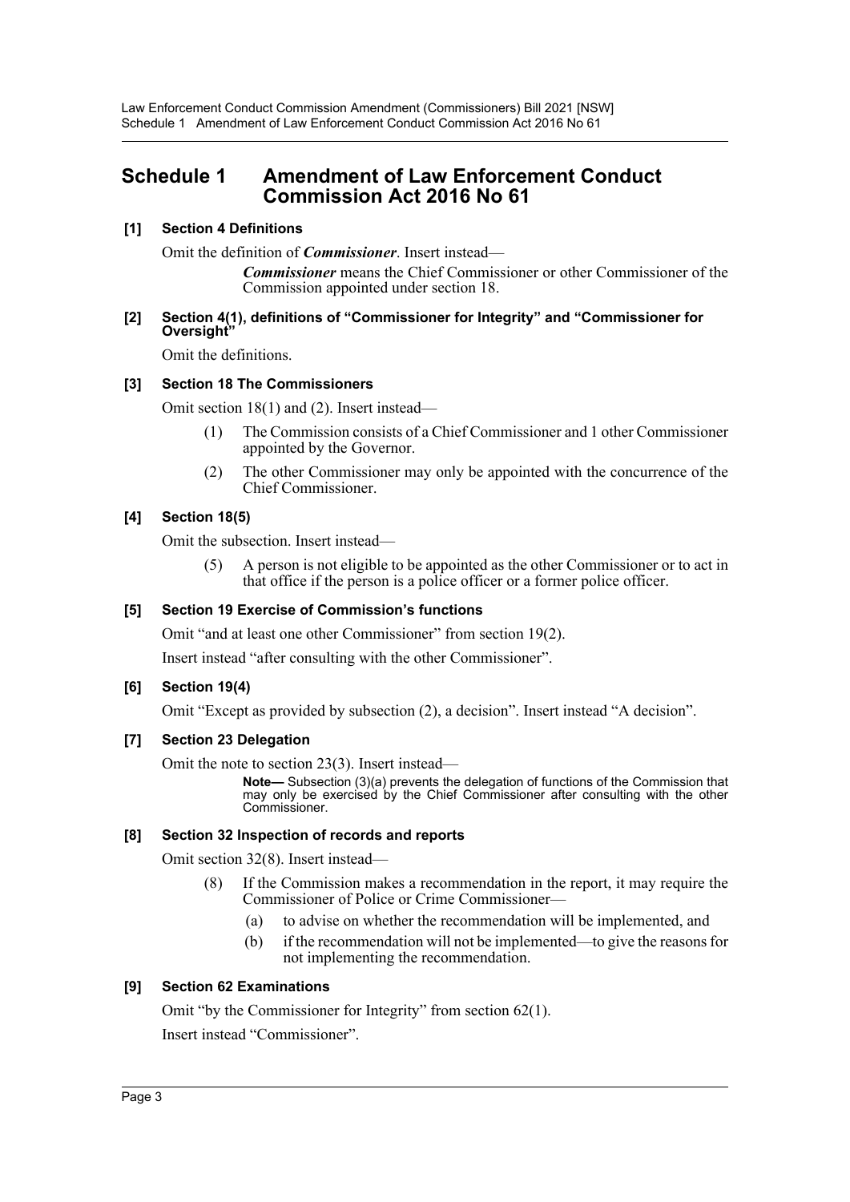# Schedule 1 Amendment of Law Enforcement Conduct Commission Act 2016 No 61

**[1] Section 4 Definitions**

Omit the definition of ***Commissioner***. Insert instead—

> ***Commissioner*** means the Chief Commissioner or other Commissioner of the Commission appointed under section 18.

**[2] Section 4(1), definitions of "Commissioner for Integrity" and "Commissioner for Oversight"**

Omit the definitions.

**[3] Section 18 The Commissioners**

Omit section 18(1) and (2). Insert instead—

> (1) The Commission consists of a Chief Commissioner and 1 other Commissioner appointed by the Governor.
>
> (2) The other Commissioner may only be appointed with the concurrence of the Chief Commissioner.

**[4] Section 18(5)**

Omit the subsection. Insert instead—

> (5) A person is not eligible to be appointed as the other Commissioner or to act in that office if the person is a police officer or a former police officer.

**[5] Section 19 Exercise of Commission's functions**

Omit "and at least one other Commissioner" from section 19(2).

Insert instead "after consulting with the other Commissioner".

**[6] Section 19(4)**

Omit "Except as provided by subsection (2), a decision". Insert instead "A decision".

**[7] Section 23 Delegation**

Omit the note to section 23(3). Insert instead—

> **Note—** Subsection (3)(a) prevents the delegation of functions of the Commission that may only be exercised by the Chief Commissioner after consulting with the other Commissioner.

**[8] Section 32 Inspection of records and reports**

Omit section 32(8). Insert instead—

> (8) If the Commission makes a recommendation in the report, it may require the Commissioner of Police or Crime Commissioner—
>
> (a) to advise on whether the recommendation will be implemented, and
>
> (b) if the recommendation will not be implemented—to give the reasons for not implementing the recommendation.

**[9] Section 62 Examinations**

Omit "by the Commissioner for Integrity" from section 62(1).

Insert instead "Commissioner".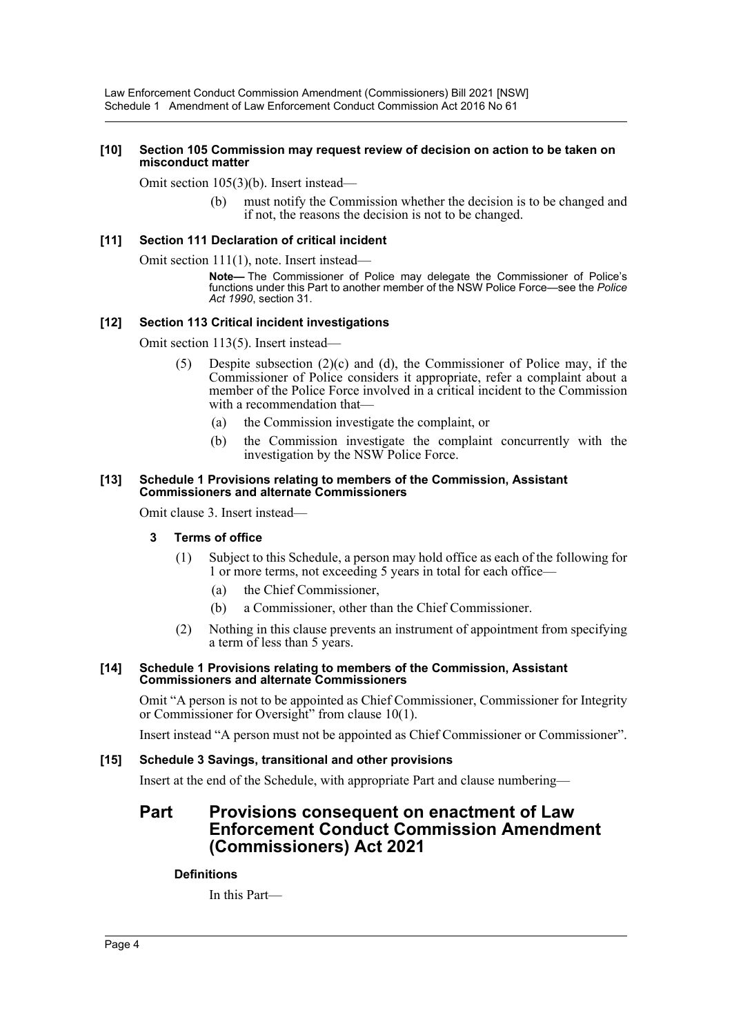#### [10] Section 105 Commission may request review of decision on action to be taken on misconduct matter

Omit section 105(3)(b). Insert instead—

(b) must notify the Commission whether the decision is to be changed and if not, the reasons the decision is not to be changed.

#### [11] Section 111 Declaration of critical incident

Omit section 111(1), note. Insert instead—

**Note—** The Commissioner of Police may delegate the Commissioner of Police's functions under this Part to another member of the NSW Police Force—see the *Police Act 1990*, section 31.

#### [12] Section 113 Critical incident investigations

Omit section 113(5). Insert instead—

(5) Despite subsection (2)(c) and (d), the Commissioner of Police may, if the Commissioner of Police considers it appropriate, refer a complaint about a member of the Police Force involved in a critical incident to the Commission with a recommendation that—

(a) the Commission investigate the complaint, or

(b) the Commission investigate the complaint concurrently with the investigation by the NSW Police Force.

#### [13] Schedule 1 Provisions relating to members of the Commission, Assistant Commissioners and alternate Commissioners

Omit clause 3. Insert instead—

**3 Terms of office**

(1) Subject to this Schedule, a person may hold office as each of the following for 1 or more terms, not exceeding 5 years in total for each office—

(a) the Chief Commissioner,

(b) a Commissioner, other than the Chief Commissioner.

(2) Nothing in this clause prevents an instrument of appointment from specifying a term of less than 5 years.

#### [14] Schedule 1 Provisions relating to members of the Commission, Assistant Commissioners and alternate Commissioners

Omit "A person is not to be appointed as Chief Commissioner, Commissioner for Integrity or Commissioner for Oversight" from clause 10(1).

Insert instead "A person must not be appointed as Chief Commissioner or Commissioner".

#### [15] Schedule 3 Savings, transitional and other provisions

Insert at the end of the Schedule, with appropriate Part and clause numbering—

## Part Provisions consequent on enactment of Law Enforcement Conduct Commission Amendment (Commissioners) Act 2021

**Definitions**

In this Part—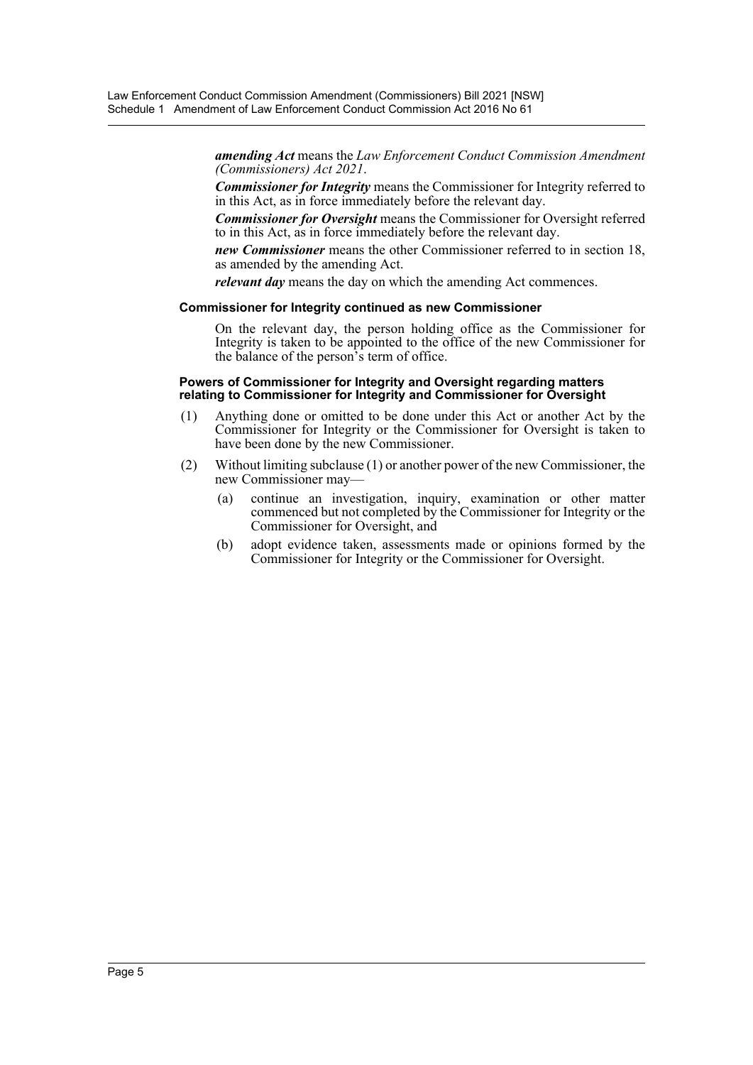***amending Act*** means the *Law Enforcement Conduct Commission Amendment (Commissioners) Act 2021*.

***Commissioner for Integrity*** means the Commissioner for Integrity referred to in this Act, as in force immediately before the relevant day.

***Commissioner for Oversight*** means the Commissioner for Oversight referred to in this Act, as in force immediately before the relevant day.

***new Commissioner*** means the other Commissioner referred to in section 18, as amended by the amending Act.

***relevant day*** means the day on which the amending Act commences.

**Commissioner for Integrity continued as new Commissioner**

On the relevant day, the person holding office as the Commissioner for Integrity is taken to be appointed to the office of the new Commissioner for the balance of the person's term of office.

**Powers of Commissioner for Integrity and Oversight regarding matters relating to Commissioner for Integrity and Commissioner for Oversight**

(1) Anything done or omitted to be done under this Act or another Act by the Commissioner for Integrity or the Commissioner for Oversight is taken to have been done by the new Commissioner.

(2) Without limiting subclause (1) or another power of the new Commissioner, the new Commissioner may—

(a) continue an investigation, inquiry, examination or other matter commenced but not completed by the Commissioner for Integrity or the Commissioner for Oversight, and

(b) adopt evidence taken, assessments made or opinions formed by the Commissioner for Integrity or the Commissioner for Oversight.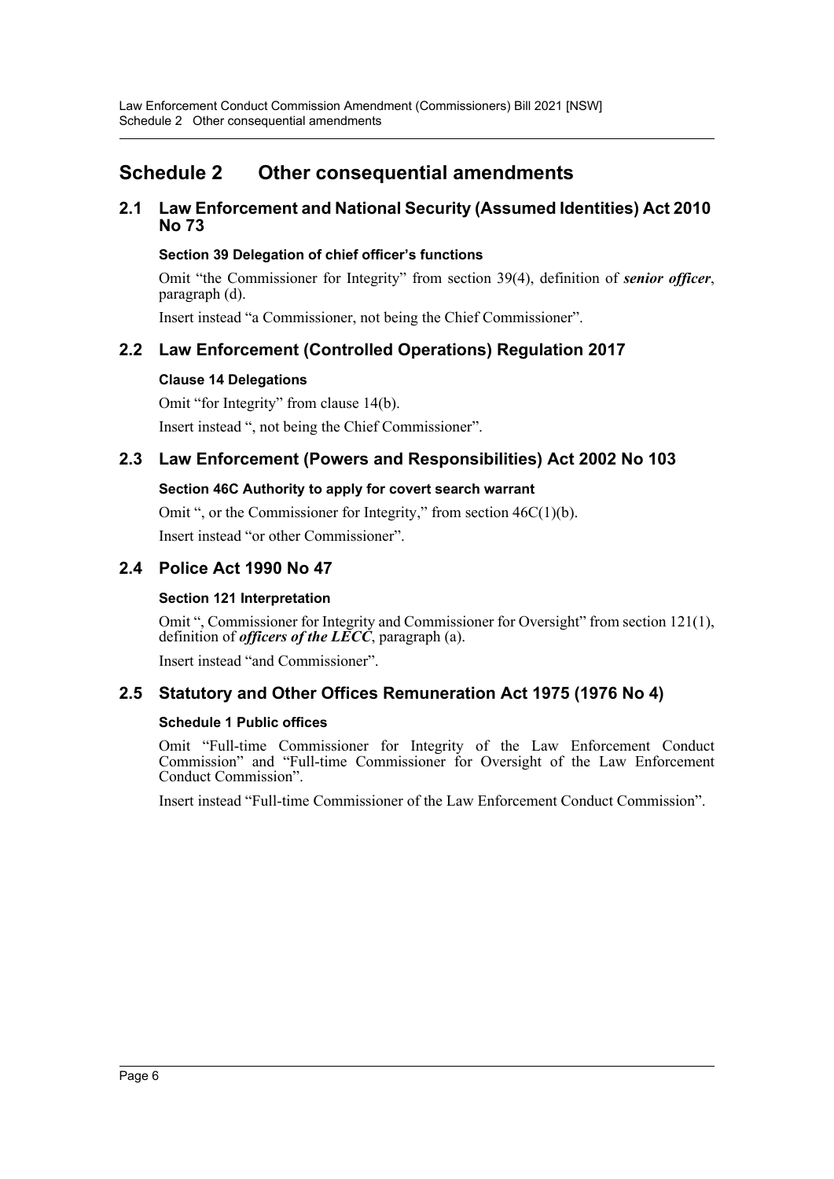# Schedule 2 Other consequential amendments

## 2.1 Law Enforcement and National Security (Assumed Identities) Act 2010 No 73

### Section 39 Delegation of chief officer's functions

Omit "the Commissioner for Integrity" from section 39(4), definition of ***senior officer***, paragraph (d).

Insert instead "a Commissioner, not being the Chief Commissioner".

## 2.2 Law Enforcement (Controlled Operations) Regulation 2017

### Clause 14 Delegations

Omit "for Integrity" from clause 14(b).

Insert instead ", not being the Chief Commissioner".

## 2.3 Law Enforcement (Powers and Responsibilities) Act 2002 No 103

### Section 46C Authority to apply for covert search warrant

Omit ", or the Commissioner for Integrity," from section 46C(1)(b).

Insert instead "or other Commissioner".

## 2.4 Police Act 1990 No 47

### Section 121 Interpretation

Omit ", Commissioner for Integrity and Commissioner for Oversight" from section 121(1), definition of ***officers of the LECC***, paragraph (a).

Insert instead "and Commissioner".

## 2.5 Statutory and Other Offices Remuneration Act 1975 (1976 No 4)

### Schedule 1 Public offices

Omit "Full-time Commissioner for Integrity of the Law Enforcement Conduct Commission" and "Full-time Commissioner for Oversight of the Law Enforcement Conduct Commission".

Insert instead "Full-time Commissioner of the Law Enforcement Conduct Commission".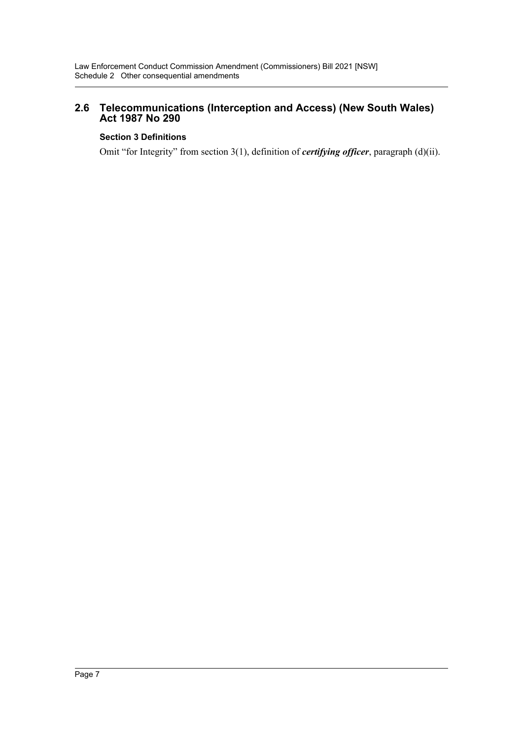## 2.6 Telecommunications (Interception and Access) (New South Wales) Act 1987 No 290

### Section 3 Definitions

Omit "for Integrity" from section 3(1), definition of ***certifying officer***, paragraph (d)(ii).